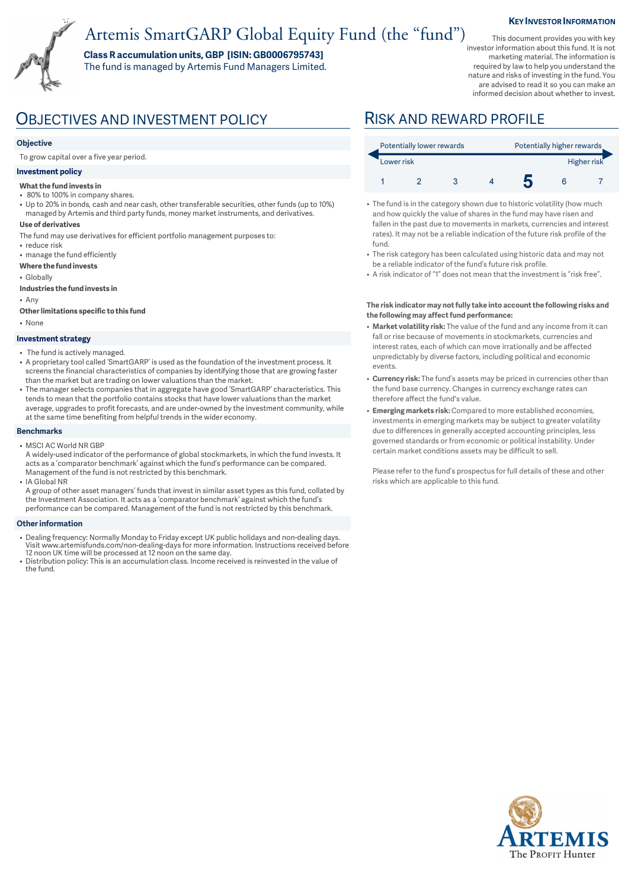# Artemis SmartGARP Global Equity Fund (the “fund”)

**Class R accumulation units, GBP [ISIN: GB0006795743]**
The fund is managed by Artemis Fund Managers Limited.

**KEY INVESTOR INFORMATION**

This document provides you with key investor information about this fund. It is not marketing material. The information is required by law to help you understand the nature and risks of investing in the fund. You are advised to read it so you can make an informed decision about whether to invest.

## OBJECTIVES AND INVESTMENT POLICY

### Objective

To grow capital over a five year period.

### Investment policy

**What the fund invests in**

- 80% to 100% in company shares.
- Up to 20% in bonds, cash and near cash, other transferable securities, other funds (up to 10%) managed by Artemis and third party funds, money market instruments, and derivatives.

**Use of derivatives**

The fund may use derivatives for efficient portfolio management purposes to:

- reduce risk
- manage the fund efficiently

**Where the fund invests**

- Globally

**Industries the fund invests in**

- Any

**Other limitations specific to this fund**

- None

### Investment strategy

- The fund is actively managed.
- A proprietary tool called 'SmartGARP' is used as the foundation of the investment process. It screens the financial characteristics of companies by identifying those that are growing faster than the market but are trading on lower valuations than the market.
- The manager selects companies that in aggregate have good 'SmartGARP' characteristics. This tends to mean that the portfolio contains stocks that have lower valuations than the market average, upgrades to profit forecasts, and are under-owned by the investment community, while at the same time benefiting from helpful trends in the wider economy.

### Benchmarks

- MSCI AC World NR GBP
  A widely-used indicator of the performance of global stockmarkets, in which the fund invests. It acts as a 'comparator benchmark' against which the fund's performance can be compared. Management of the fund is not restricted by this benchmark.
- IA Global NR
  A group of other asset managers' funds that invest in similar asset types as this fund, collated by the Investment Association. It acts as a 'comparator benchmark' against which the fund's performance can be compared. Management of the fund is not restricted by this benchmark.

### Other information

- Dealing frequency: Normally Monday to Friday except UK public holidays and non-dealing days. Visit www.artemisfunds.com/non-dealing-days for more information. Instructions received before 12 noon UK time will be processed at 12 noon on the same day.
- Distribution policy: This is an accumulation class. Income received is reinvested in the value of the fund.

## RISK AND REWARD PROFILE

| Potentially lower rewards | | | | | | Potentially higher rewards |
|---|---|---|---|---|---|---|
| Lower risk | | | | | | Higher risk |
| 1 | 2 | 3 | 4 | **5** | 6 | 7 |

- The fund is in the category shown due to historic volatility (how much and how quickly the value of shares in the fund may have risen and fallen in the past due to movements in markets, currencies and interest rates). It may not be a reliable indication of the future risk profile of the fund.
- The risk category has been calculated using historic data and may not be a reliable indicator of the fund's future risk profile.
- A risk indicator of "1" does not mean that the investment is "risk free".

**The risk indicator may not fully take into account the following risks and the following may affect fund performance:**

- **Market volatility risk:** The value of the fund and any income from it can fall or rise because of movements in stockmarkets, currencies and interest rates, each of which can move irrationally and be affected unpredictably by diverse factors, including political and economic events.
- **Currency risk:** The fund's assets may be priced in currencies other than the fund base currency. Changes in currency exchange rates can therefore affect the fund's value.
- **Emerging markets risk:** Compared to more established economies, investments in emerging markets may be subject to greater volatility due to differences in generally accepted accounting principles, less governed standards or from economic or political instability. Under certain market conditions assets may be difficult to sell.

Please refer to the fund's prospectus for full details of these and other risks which are applicable to this fund.

ARTEMIS
The PROFIT Hunter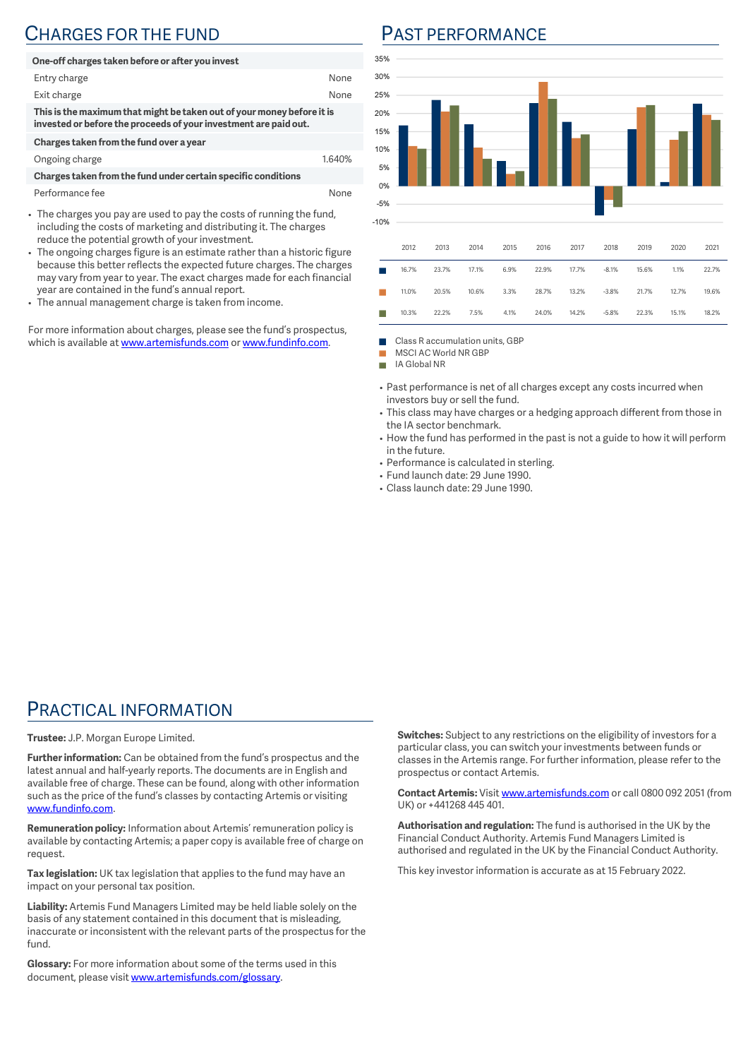## CHARGES FOR THE FUND

| One-off charges taken before or after you invest | |
|---|---|
| Entry charge | None |
| Exit charge | None |
| **This is the maximum that might be taken out of your money before it is invested or before the proceeds of your investment are paid out.** | |
| **Charges taken from the fund over a year** | |
| Ongoing charge | 1.640% |
| **Charges taken from the fund under certain specific conditions** | |
| Performance fee | None |

- The charges you pay are used to pay the costs of running the fund, including the costs of marketing and distributing it. The charges reduce the potential growth of your investment.
- The ongoing charges figure is an estimate rather than a historic figure because this better reflects the expected future charges. The charges may vary from year to year. The exact charges made for each financial year are contained in the fund's annual report.
- The annual management charge is taken from income.

For more information about charges, please see the fund's prospectus, which is available at www.artemisfunds.com or www.fundinfo.com.

## PAST PERFORMANCE

35%
30%
25%
20%
15%
10%
5%
0%
-5%
-10%

2012 2013 2014 2015 2016 2017 2018 2019 2020 2021

16.7% 23.7% 17.1% 6.9% 22.9% 17.7% -8.1% 15.6% 1.1% 22.7%

11.0% 20.5% 10.6% 3.3% 28.7% 13.2% -3.8% 21.7% 12.7% 19.6%

10.3% 22.2% 7.5% 4.1% 24.0% 14.2% -5.8% 22.3% 15.1% 18.2%

Class R accumulation units, GBP
MSCI AC World NR GBP
IA Global NR

- Past performance is net of all charges except any costs incurred when investors buy or sell the fund.
- This class may have charges or a hedging approach different from those in the IA sector benchmark.
- How the fund has performed in the past is not a guide to how it will perform in the future.
- Performance is calculated in sterling.
- Fund launch date: 29 June 1990.
- Class launch date: 29 June 1990.

## PRACTICAL INFORMATION

**Trustee:** J.P. Morgan Europe Limited.

**Further information:** Can be obtained from the fund's prospectus and the latest annual and half-yearly reports. The documents are in English and available free of charge. These can be found, along with other information such as the price of the fund's classes by contacting Artemis or visiting www.fundinfo.com.

**Remuneration policy:** Information about Artemis' remuneration policy is available by contacting Artemis; a paper copy is available free of charge on request.

**Tax legislation:** UK tax legislation that applies to the fund may have an impact on your personal tax position.

**Liability:** Artemis Fund Managers Limited may be held liable solely on the basis of any statement contained in this document that is misleading, inaccurate or inconsistent with the relevant parts of the prospectus for the fund.

**Glossary:** For more information about some of the terms used in this document, please visit www.artemisfunds.com/glossary.

**Switches:** Subject to any restrictions on the eligibility of investors for a particular class, you can switch your investments between funds or classes in the Artemis range. For further information, please refer to the prospectus or contact Artemis.

**Contact Artemis:** Visit www.artemisfunds.com or call 0800 092 2051 (from UK) or +441268 445 401.

**Authorisation and regulation:** The fund is authorised in the UK by the Financial Conduct Authority. Artemis Fund Managers Limited is authorised and regulated in the UK by the Financial Conduct Authority.

This key investor information is accurate as at 15 February 2022.